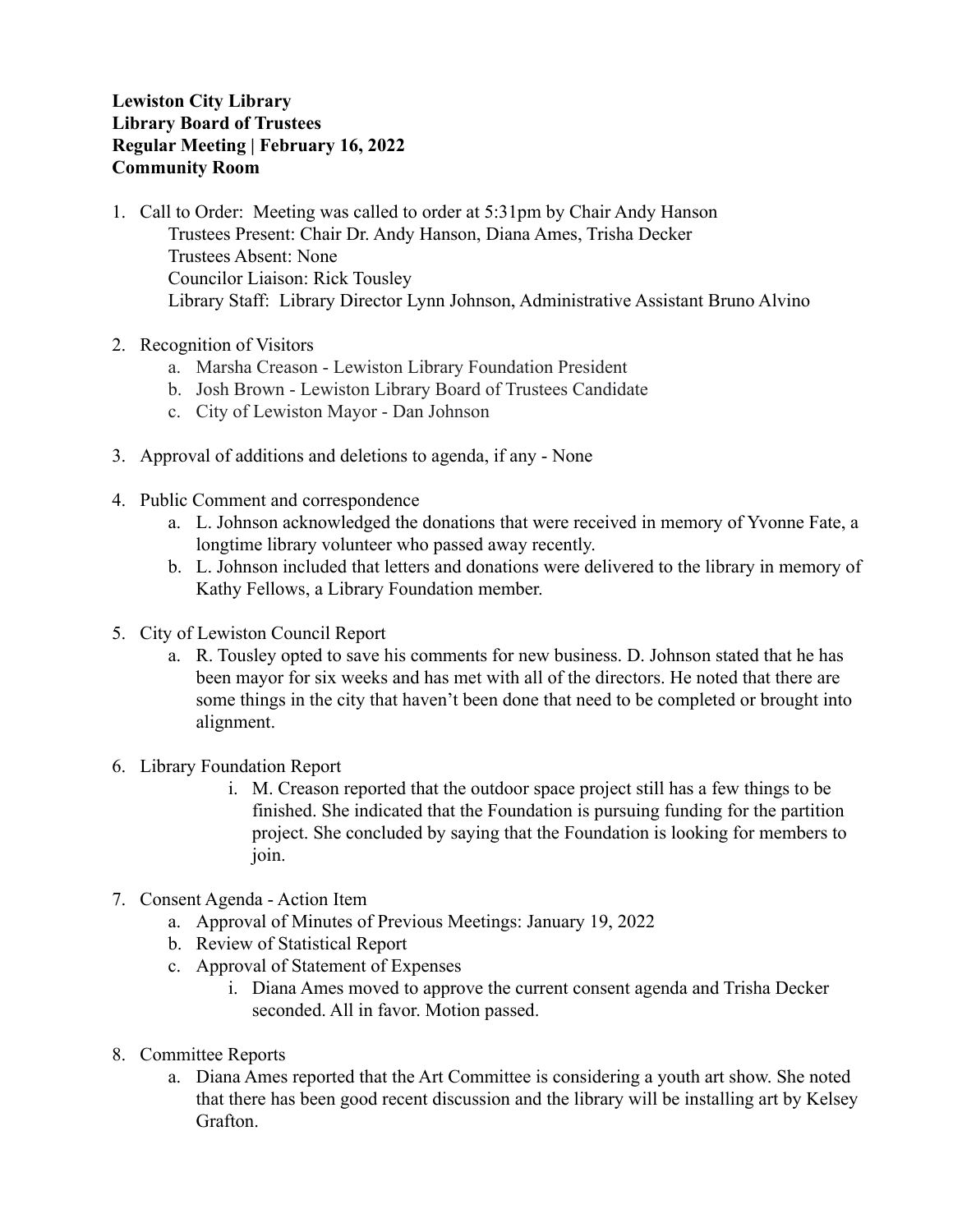**Lewiston City Library**
**Library Board of Trustees**
**Regular Meeting | February 16, 2022**
**Community Room**

1. Call to Order: Meeting was called to order at 5:31pm by Chair Andy Hanson
   Trustees Present: Chair Dr. Andy Hanson, Diana Ames, Trisha Decker
   Trustees Absent: None
   Councilor Liaison: Rick Tousley
   Library Staff: Library Director Lynn Johnson, Administrative Assistant Bruno Alvino

2. Recognition of Visitors
   a. Marsha Creason - Lewiston Library Foundation President
   b. Josh Brown - Lewiston Library Board of Trustees Candidate
   c. City of Lewiston Mayor - Dan Johnson

3. Approval of additions and deletions to agenda, if any - None

4. Public Comment and correspondence
   a. L. Johnson acknowledged the donations that were received in memory of Yvonne Fate, a longtime library volunteer who passed away recently.
   b. L. Johnson included that letters and donations were delivered to the library in memory of Kathy Fellows, a Library Foundation member.

5. City of Lewiston Council Report
   a. R. Tousley opted to save his comments for new business. D. Johnson stated that he has been mayor for six weeks and has met with all of the directors. He noted that there are some things in the city that haven't been done that need to be completed or brought into alignment.

6. Library Foundation Report
   i. M. Creason reported that the outdoor space project still has a few things to be finished. She indicated that the Foundation is pursuing funding for the partition project. She concluded by saying that the Foundation is looking for members to join.

7. Consent Agenda - Action Item
   a. Approval of Minutes of Previous Meetings: January 19, 2022
   b. Review of Statistical Report
   c. Approval of Statement of Expenses
      i. Diana Ames moved to approve the current consent agenda and Trisha Decker seconded. All in favor. Motion passed.

8. Committee Reports
   a. Diana Ames reported that the Art Committee is considering a youth art show. She noted that there has been good recent discussion and the library will be installing art by Kelsey Grafton.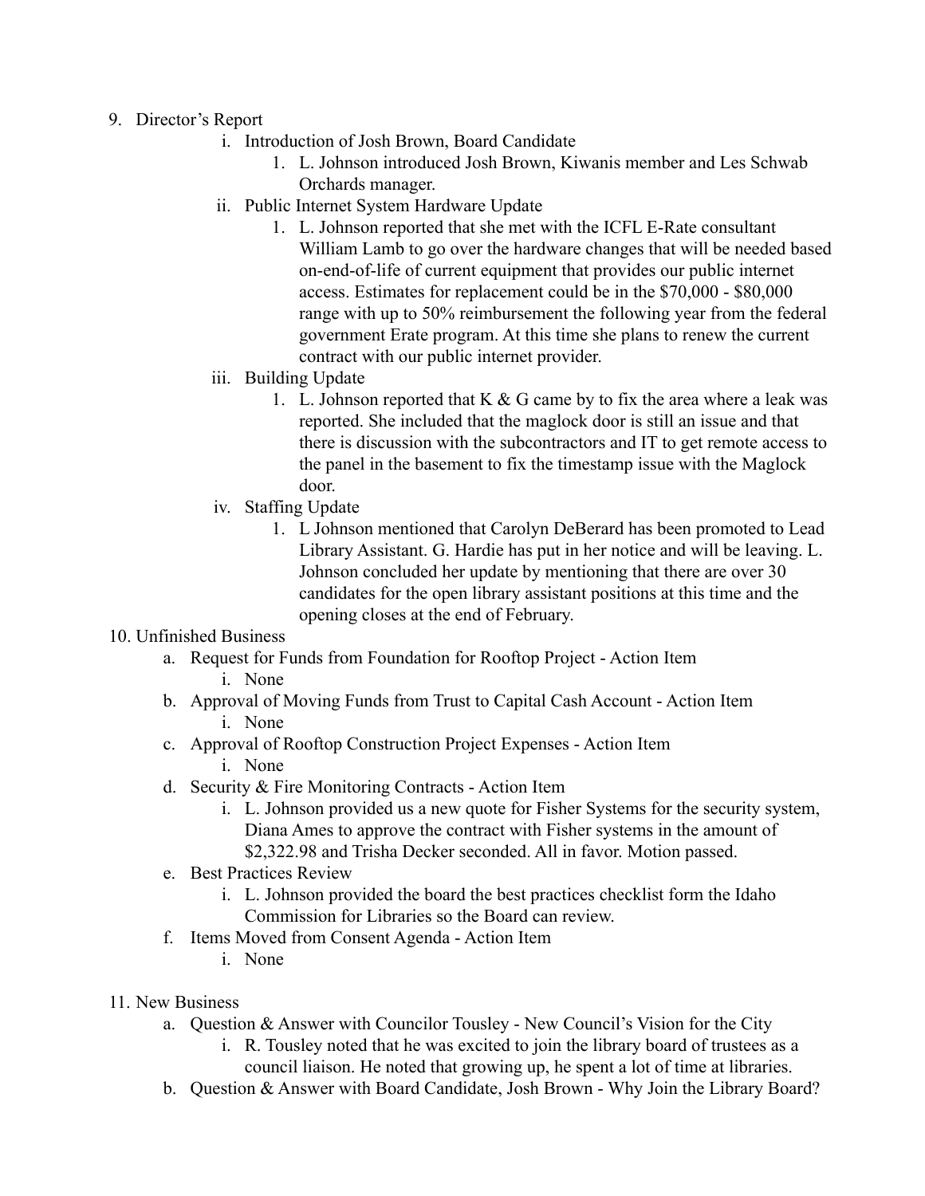9. Director's Report
    i. Introduction of Josh Brown, Board Candidate
        1. L. Johnson introduced Josh Brown, Kiwanis member and Les Schwab Orchards manager.
    ii. Public Internet System Hardware Update
        1. L. Johnson reported that she met with the ICFL E-Rate consultant William Lamb to go over the hardware changes that will be needed based on-end-of-life of current equipment that provides our public internet access. Estimates for replacement could be in the $70,000 - $80,000 range with up to 50% reimbursement the following year from the federal government Erate program. At this time she plans to renew the current contract with our public internet provider.
    iii. Building Update
        1. L. Johnson reported that K & G came by to fix the area where a leak was reported. She included that the maglock door is still an issue and that there is discussion with the subcontractors and IT to get remote access to the panel in the basement to fix the timestamp issue with the Maglock door.
    iv. Staffing Update
        1. L Johnson mentioned that Carolyn DeBerard has been promoted to Lead Library Assistant. G. Hardie has put in her notice and will be leaving. L. Johnson concluded her update by mentioning that there are over 30 candidates for the open library assistant positions at this time and the opening closes at the end of February.

10. Unfinished Business
    a. Request for Funds from Foundation for Rooftop Project - Action Item
        i. None
    b. Approval of Moving Funds from Trust to Capital Cash Account - Action Item
        i. None
    c. Approval of Rooftop Construction Project Expenses - Action Item
        i. None
    d. Security & Fire Monitoring Contracts - Action Item
        i. L. Johnson provided us a new quote for Fisher Systems for the security system, Diana Ames to approve the contract with Fisher systems in the amount of $2,322.98 and Trisha Decker seconded. All in favor. Motion passed.
    e. Best Practices Review
        i. L. Johnson provided the board the best practices checklist form the Idaho Commission for Libraries so the Board can review.
    f. Items Moved from Consent Agenda - Action Item
        i. None

11. New Business
    a. Question & Answer with Councilor Tousley - New Council's Vision for the City
        i. R. Tousley noted that he was excited to join the library board of trustees as a council liaison. He noted that growing up, he spent a lot of time at libraries.
    b. Question & Answer with Board Candidate, Josh Brown - Why Join the Library Board?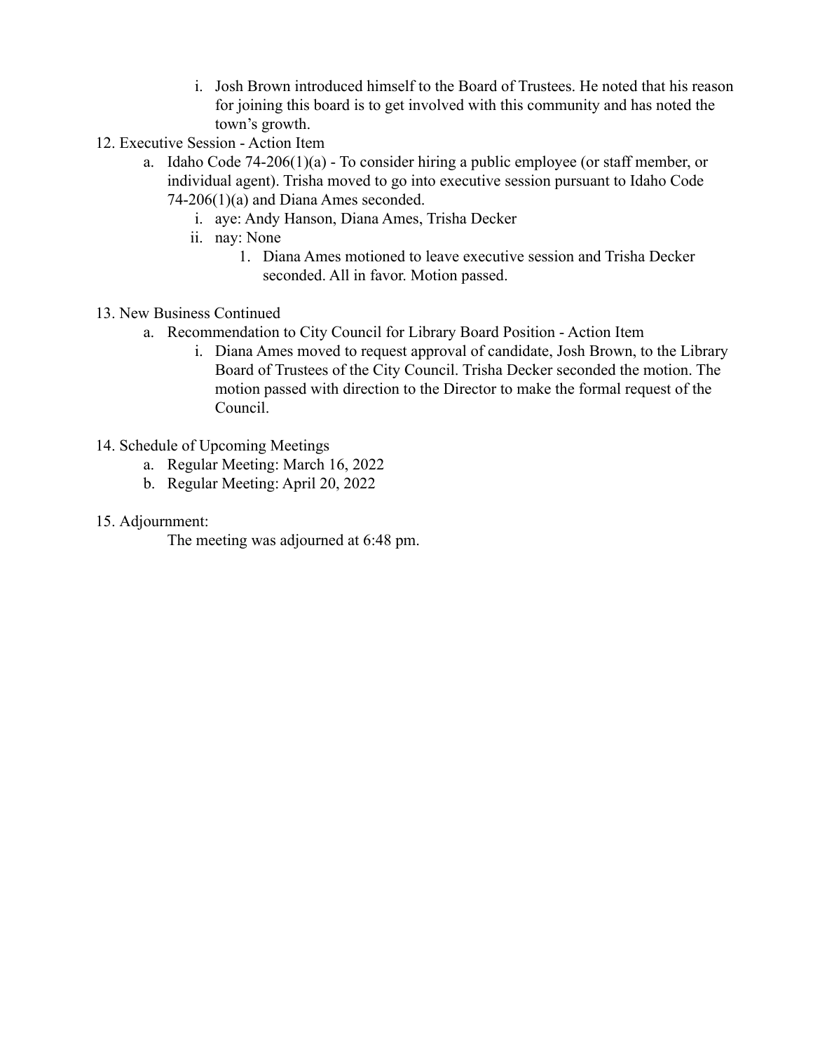i. Josh Brown introduced himself to the Board of Trustees. He noted that his reason for joining this board is to get involved with this community and has noted the town's growth.

12. Executive Session - Action Item
    a. Idaho Code 74-206(1)(a) - To consider hiring a public employee (or staff member, or individual agent). Trisha moved to go into executive session pursuant to Idaho Code 74-206(1)(a) and Diana Ames seconded.
       i. aye: Andy Hanson, Diana Ames, Trisha Decker
       ii. nay: None
           1. Diana Ames motioned to leave executive session and Trisha Decker seconded. All in favor. Motion passed.

13. New Business Continued
    a. Recommendation to City Council for Library Board Position - Action Item
       i. Diana Ames moved to request approval of candidate, Josh Brown, to the Library Board of Trustees of the City Council. Trisha Decker seconded the motion. The motion passed with direction to the Director to make the formal request of the Council.

14. Schedule of Upcoming Meetings
    a. Regular Meeting: March 16, 2022
    b. Regular Meeting: April 20, 2022

15. Adjournment:

    The meeting was adjourned at 6:48 pm.